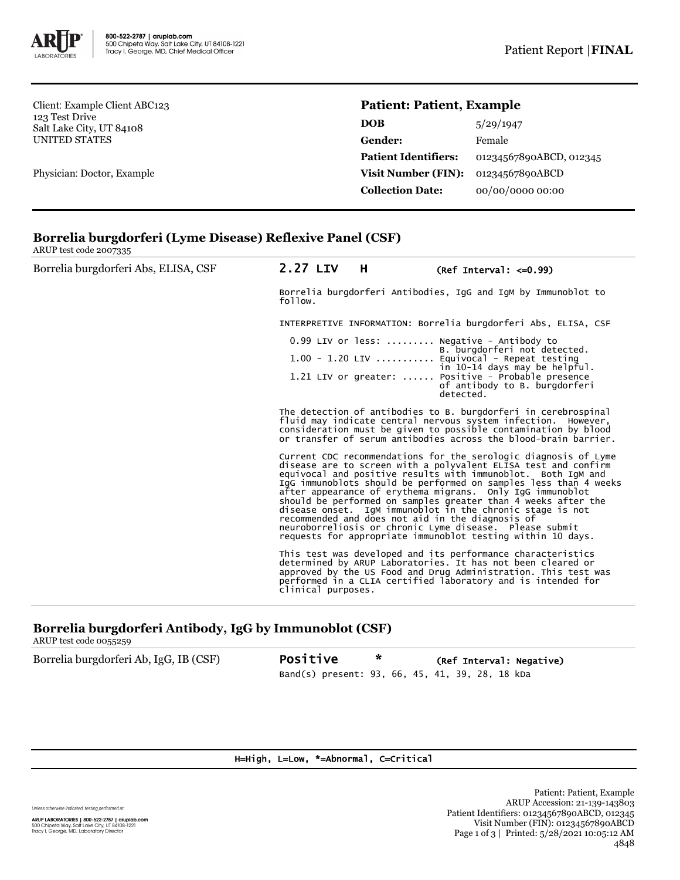Client: Example Client ABC123
123 Test Drive
Salt Lake City, UT 84108
UNITED STATES

Physician: Doctor, Example

**Patient: Patient, Example**

| | |
|---|---|
| **DOB** | 5/29/1947 |
| **Gender:** | Female |
| **Patient Identifiers:** | 01234567890ABCD, 012345 |
| **Visit Number (FIN):** | 01234567890ABCD |
| **Collection Date:** | 00/00/0000 00:00 |

## Borrelia burgdorferi (Lyme Disease) Reflexive Panel (CSF)

ARUP test code 2007335

Borrelia burgdorferi Abs, ELISA, CSF — **2.27 LIV H** (Ref Interval: <=0.99)

Borrelia burgdorferi Antibodies, IgG and IgM by Immunoblot to follow.

INTERPRETIVE INFORMATION: Borrelia burgdorferi Abs, ELISA, CSF

```
0.99 LIV or less: ......... Negative - Antibody to
                            B. burgdorferi not detected.
1.00 - 1.20 LIV ........... Equivocal - Repeat testing
                            in 10-14 days may be helpful.
1.21 LIV or greater: ...... Positive - Probable presence
                            of antibody to B. burgdorferi
                            detected.
```

The detection of antibodies to B. burgdorferi in cerebrospinal fluid may indicate central nervous system infection. However, consideration must be given to possible contamination by blood or transfer of serum antibodies across the blood-brain barrier.

Current CDC recommendations for the serologic diagnosis of Lyme disease are to screen with a polyvalent ELISA test and confirm equivocal and positive results with immunoblot. Both IgM and IgG immunoblots should be performed on samples less than 4 weeks after appearance of erythema migrans. Only IgG immunoblot should be performed on samples greater than 4 weeks after the disease onset. IgM immunoblot in the chronic stage is not recommended and does not aid in the diagnosis of neuroborreliosis or chronic Lyme disease. Please submit requests for appropriate immunoblot testing within 10 days.

This test was developed and its performance characteristics determined by ARUP Laboratories. It has not been cleared or approved by the US Food and Drug Administration. This test was performed in a CLIA certified laboratory and is intended for clinical purposes.

## Borrelia burgdorferi Antibody, IgG by Immunoblot (CSF)

ARUP test code 0055259

Borrelia burgdorferi Ab, IgG, IB (CSF) — **Positive** * (Ref Interval: Negative)

Band(s) present: 93, 66, 45, 41, 39, 28, 18 kDa

H=High, L=Low, *=Abnormal, C=Critical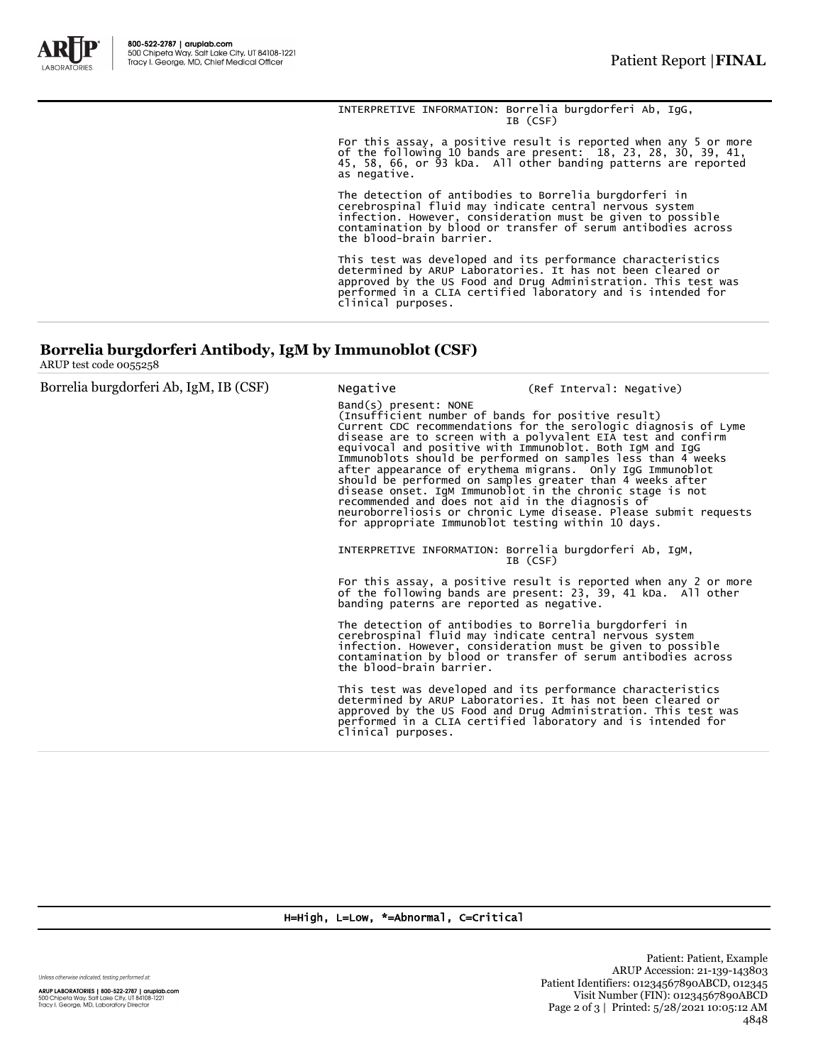INTERPRETIVE INFORMATION: Borrelia burgdorferi Ab, IgG, IB (CSF)

For this assay, a positive result is reported when any 5 or more of the following 10 bands are present: 18, 23, 28, 30, 39, 41, 45, 58, 66, or 93 kDa. All other banding patterns are reported as negative.

The detection of antibodies to Borrelia burgdorferi in cerebrospinal fluid may indicate central nervous system infection. However, consideration must be given to possible contamination by blood or transfer of serum antibodies across the blood-brain barrier.

This test was developed and its performance characteristics determined by ARUP Laboratories. It has not been cleared or approved by the US Food and Drug Administration. This test was performed in a CLIA certified laboratory and is intended for clinical purposes.

## Borrelia burgdorferi Antibody, IgM by Immunoblot (CSF)

ARUP test code 0055258

| Borrelia burgdorferi Ab, IgM, IB (CSF) | Negative | (Ref Interval: Negative) |
|---|---|---|

Band(s) present: NONE
(Insufficient number of bands for positive result)
Current CDC recommendations for the serologic diagnosis of Lyme disease are to screen with a polyvalent EIA test and confirm equivocal and positive with Immunoblot. Both IgM and IgG Immunoblots should be performed on samples less than 4 weeks after appearance of erythema migrans. Only IgG Immunoblot should be performed on samples greater than 4 weeks after disease onset. IgM Immunoblot in the chronic stage is not recommended and does not aid in the diagnosis of neuroborreliosis or chronic Lyme disease. Please submit requests for appropriate Immunoblot testing within 10 days.

INTERPRETIVE INFORMATION: Borrelia burgdorferi Ab, IgM, IB (CSF)

For this assay, a positive result is reported when any 2 or more of the following bands are present: 23, 39, 41 kDa. All other banding paterns are reported as negative.

The detection of antibodies to Borrelia burgdorferi in cerebrospinal fluid may indicate central nervous system infection. However, consideration must be given to possible contamination by blood or transfer of serum antibodies across the blood-brain barrier.

This test was developed and its performance characteristics determined by ARUP Laboratories. It has not been cleared or approved by the US Food and Drug Administration. This test was performed in a CLIA certified laboratory and is intended for clinical purposes.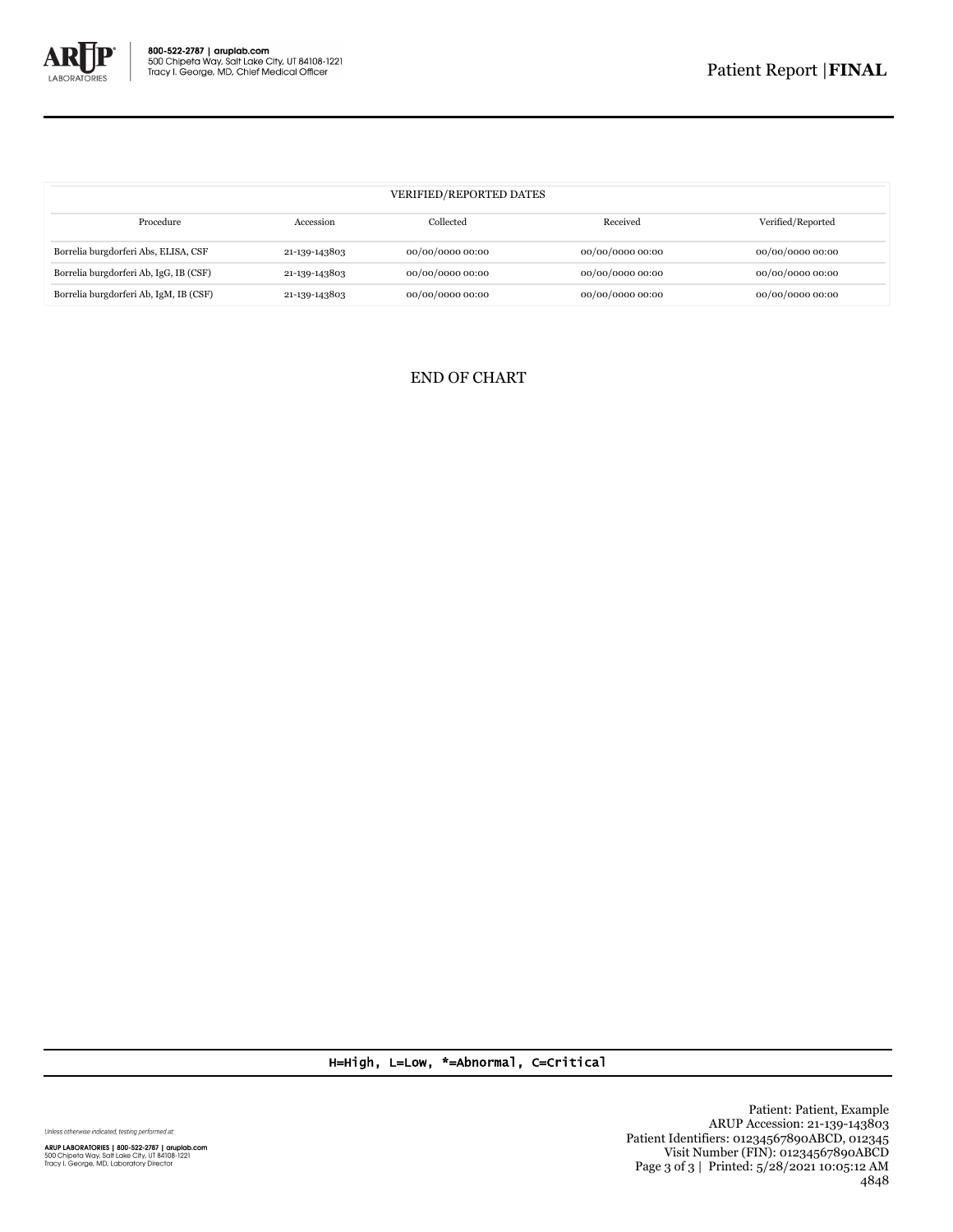| VERIFIED/REPORTED DATES | | | | |
|---|---|---|---|---|
| Procedure | Accession | Collected | Received | Verified/Reported |
| Borrelia burgdorferi Abs, ELISA, CSF | 21-139-143803 | 00/00/0000 00:00 | 00/00/0000 00:00 | 00/00/0000 00:00 |
| Borrelia burgdorferi Ab, IgG, IB (CSF) | 21-139-143803 | 00/00/0000 00:00 | 00/00/0000 00:00 | 00/00/0000 00:00 |
| Borrelia burgdorferi Ab, IgM, IB (CSF) | 21-139-143803 | 00/00/0000 00:00 | 00/00/0000 00:00 | 00/00/0000 00:00 |

END OF CHART